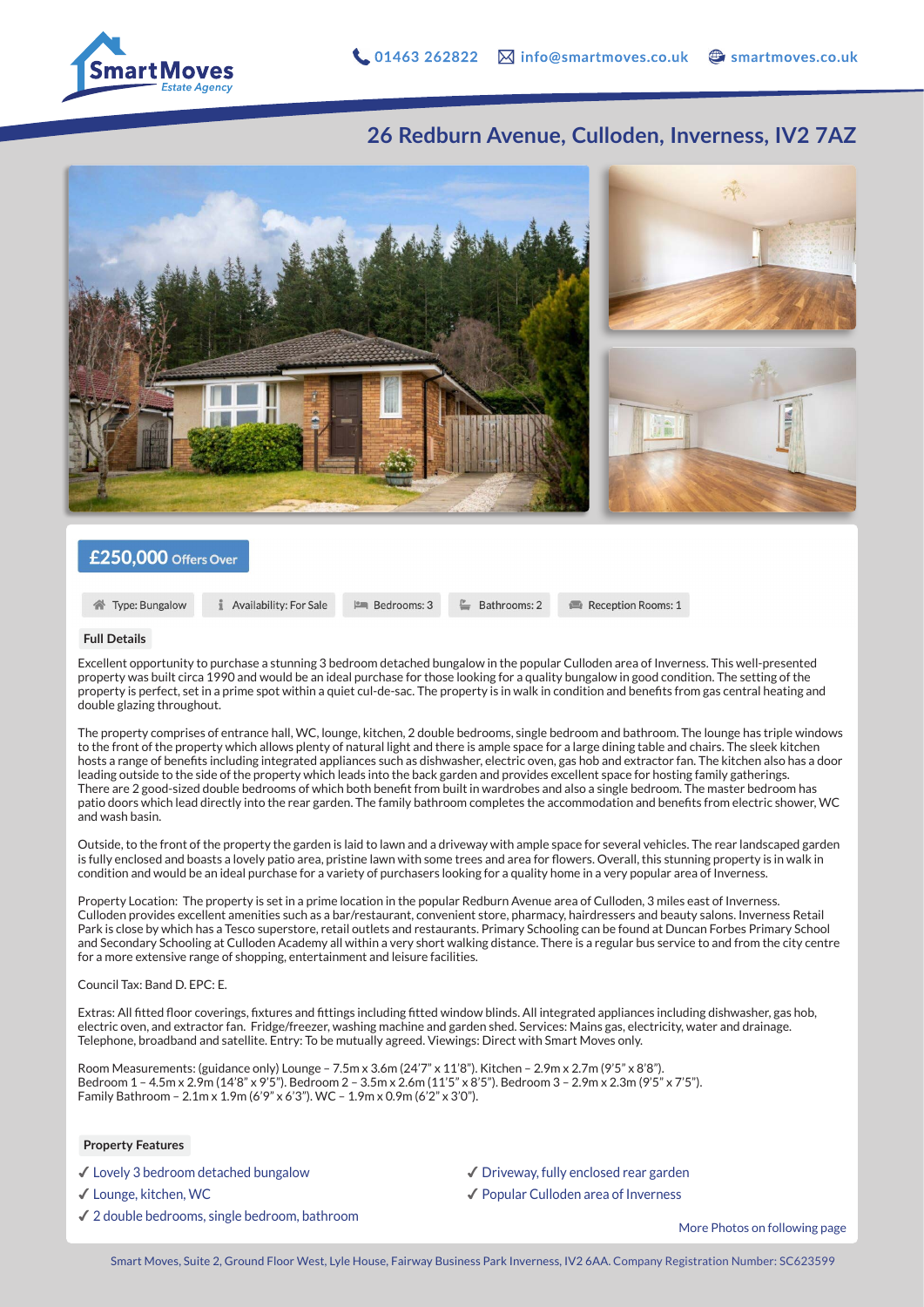SmartMoves
*Estate Agency*

01463 262822 info@smartmoves.co.uk smartmoves.co.uk

# 26 Redburn Avenue, Culloden, Inverness, IV2 7AZ

**£250,000 Offers Over**

Type: Bungalow | Availability: For Sale | Bedrooms: 3 | Bathrooms: 2 | Reception Rooms: 1

## Full Details

Excellent opportunity to purchase a stunning 3 bedroom detached bungalow in the popular Culloden area of Inverness. This well-presented property was built circa 1990 and would be an ideal purchase for those looking for a quality bungalow in good condition. The setting of the property is perfect, set in a prime spot within a quiet cul-de-sac. The property is in walk in condition and benefits from gas central heating and double glazing throughout.

The property comprises of entrance hall, WC, lounge, kitchen, 2 double bedrooms, single bedroom and bathroom. The lounge has triple windows to the front of the property which allows plenty of natural light and there is ample space for a large dining table and chairs. The sleek kitchen hosts a range of benefits including integrated appliances such as dishwasher, electric oven, gas hob and extractor fan. The kitchen also has a door leading outside to the side of the property which leads into the back garden and provides excellent space for hosting family gatherings. There are 2 good-sized double bedrooms of which both benefit from built in wardrobes and also a single bedroom. The master bedroom has patio doors which lead directly into the rear garden. The family bathroom completes the accommodation and benefits from electric shower, WC and wash basin.

Outside, to the front of the property the garden is laid to lawn and a driveway with ample space for several vehicles. The rear landscaped garden is fully enclosed and boasts a lovely patio area, pristine lawn with some trees and area for flowers. Overall, this stunning property is in walk in condition and would be an ideal purchase for a variety of purchasers looking for a quality home in a very popular area of Inverness.

Property Location: The property is set in a prime location in the popular Redburn Avenue area of Culloden, 3 miles east of Inverness. Culloden provides excellent amenities such as a bar/restaurant, convenient store, pharmacy, hairdressers and beauty salons. Inverness Retail Park is close by which has a Tesco superstore, retail outlets and restaurants. Primary Schooling can be found at Duncan Forbes Primary School and Secondary Schooling at Culloden Academy all within a very short walking distance. There is a regular bus service to and from the city centre for a more extensive range of shopping, entertainment and leisure facilities.

Council Tax: Band D. EPC: E.

Extras: All fitted floor coverings, fixtures and fittings including fitted window blinds. All integrated appliances including dishwasher, gas hob, electric oven, and extractor fan. Fridge/freezer, washing machine and garden shed. Services: Mains gas, electricity, water and drainage. Telephone, broadband and satellite. Entry: To be mutually agreed. Viewings: Direct with Smart Moves only.

Room Measurements: (guidance only) Lounge – 7.5m x 3.6m (24'7" x 11'8"). Kitchen – 2.9m x 2.7m (9'5" x 8'8"). Bedroom 1 – 4.5m x 2.9m (14'8" x 9'5"). Bedroom 2 – 3.5m x 2.6m (11'5" x 8'5"). Bedroom 3 – 2.9m x 2.3m (9'5" x 7'5"). Family Bathroom – 2.1m x 1.9m (6'9" x 6'3"). WC – 1.9m x 0.9m (6'2" x 3'0").

## Property Features

- ✓ Lovely 3 bedroom detached bungalow
- ✓ Lounge, kitchen, WC
- ✓ 2 double bedrooms, single bedroom, bathroom
- ✓ Driveway, fully enclosed rear garden
- ✓ Popular Culloden area of Inverness

More Photos on following page

Smart Moves, Suite 2, Ground Floor West, Lyle House, Fairway Business Park Inverness, IV2 6AA. Company Registration Number: SC623599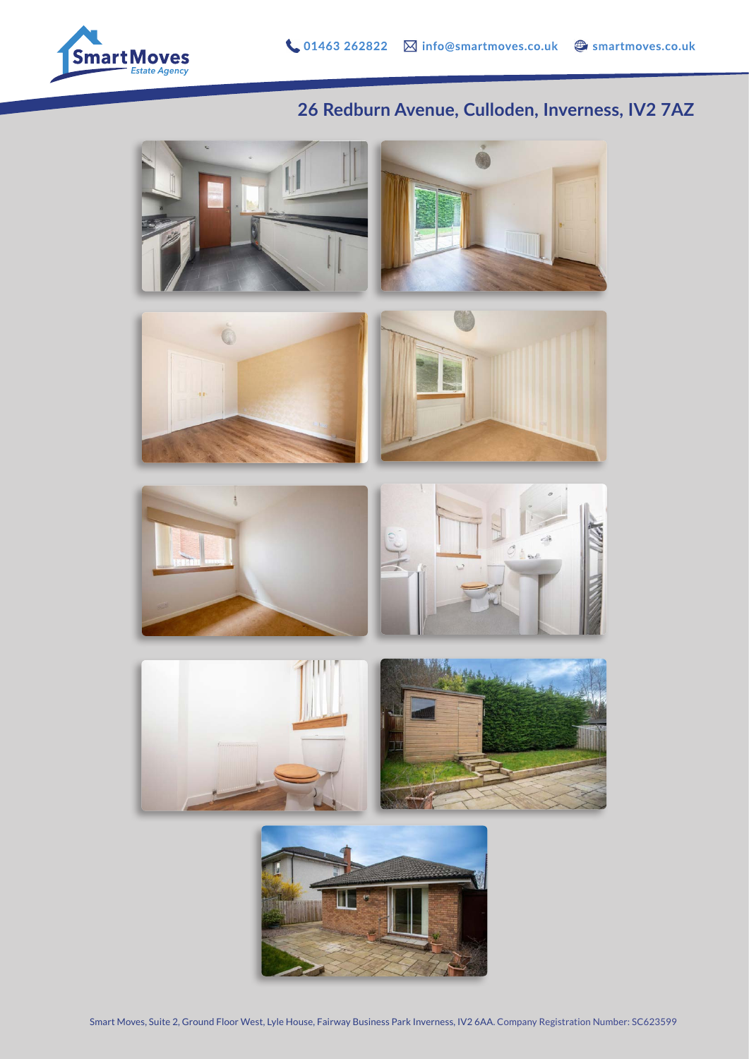# 26 Redburn Avenue, Culloden, Inverness, IV2 7AZ

Smart Moves, Suite 2, Ground Floor West, Lyle House, Fairway Business Park Inverness, IV2 6AA. Company Registration Number: SC623599